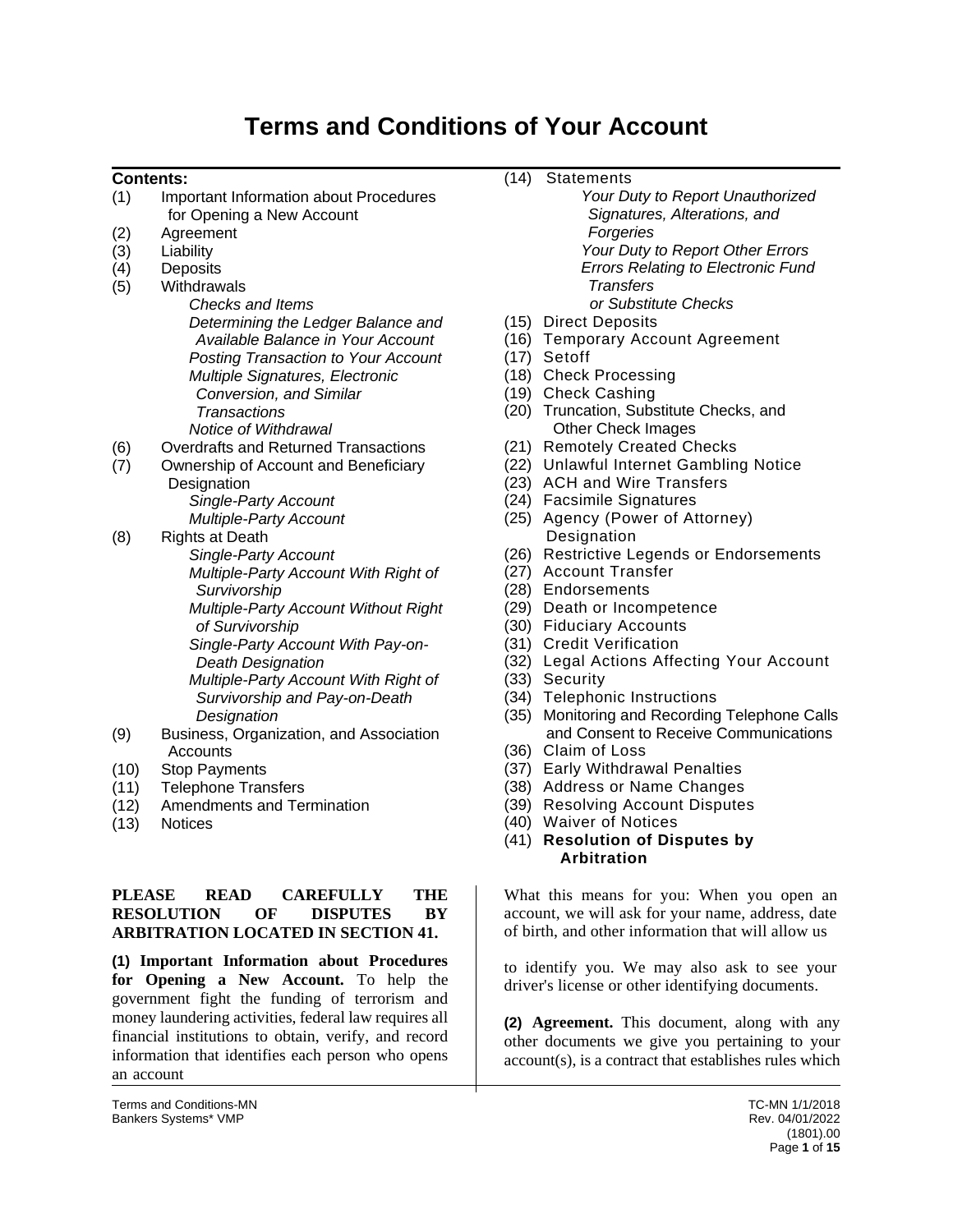# Terms and Conditions of Your Account

**Contents:**

(1) Important Information about Procedures for Opening a New Account
(2) Agreement
(3) Liability
(4) Deposits
(5) Withdrawals
  *Checks and Items*
  *Determining the Ledger Balance and Available Balance in Your Account*
  *Posting Transaction to Your Account*
  *Multiple Signatures, Electronic Conversion, and Similar Transactions*
  *Notice of Withdrawal*
(6) Overdrafts and Returned Transactions
(7) Ownership of Account and Beneficiary Designation
  *Single-Party Account*
  *Multiple-Party Account*
(8) Rights at Death
  *Single-Party Account*
  *Multiple-Party Account With Right of Survivorship*
  *Multiple-Party Account Without Right of Survivorship*
  *Single-Party Account With Pay-on-Death Designation*
  *Multiple-Party Account With Right of Survivorship and Pay-on-Death Designation*
(9) Business, Organization, and Association Accounts
(10) Stop Payments
(11) Telephone Transfers
(12) Amendments and Termination
(13) Notices
(14) Statements
  *Your Duty to Report Unauthorized Signatures, Alterations, and Forgeries*
  *Your Duty to Report Other Errors*
  *Errors Relating to Electronic Fund Transfers or Substitute Checks*
(15) Direct Deposits
(16) Temporary Account Agreement
(17) Setoff
(18) Check Processing
(19) Check Cashing
(20) Truncation, Substitute Checks, and Other Check Images
(21) Remotely Created Checks
(22) Unlawful Internet Gambling Notice
(23) ACH and Wire Transfers
(24) Facsimile Signatures
(25) Agency (Power of Attorney) Designation
(26) Restrictive Legends or Endorsements
(27) Account Transfer
(28) Endorsements
(29) Death or Incompetence
(30) Fiduciary Accounts
(31) Credit Verification
(32) Legal Actions Affecting Your Account
(33) Security
(34) Telephonic Instructions
(35) Monitoring and Recording Telephone Calls and Consent to Receive Communications
(36) Claim of Loss
(37) Early Withdrawal Penalties
(38) Address or Name Changes
(39) Resolving Account Disputes
(40) Waiver of Notices
(41) **Resolution of Disputes by Arbitration**

**PLEASE READ CAREFULLY THE RESOLUTION OF DISPUTES BY ARBITRATION LOCATED IN SECTION 41.**

**(1) Important Information about Procedures for Opening a New Account.** To help the government fight the funding of terrorism and money laundering activities, federal law requires all financial institutions to obtain, verify, and record information that identifies each person who opens an account

What this means for you: When you open an account, we will ask for your name, address, date of birth, and other information that will allow us to identify you. We may also ask to see your driver's license or other identifying documents.

**(2) Agreement.** This document, along with any other documents we give you pertaining to your account(s), is a contract that establishes rules which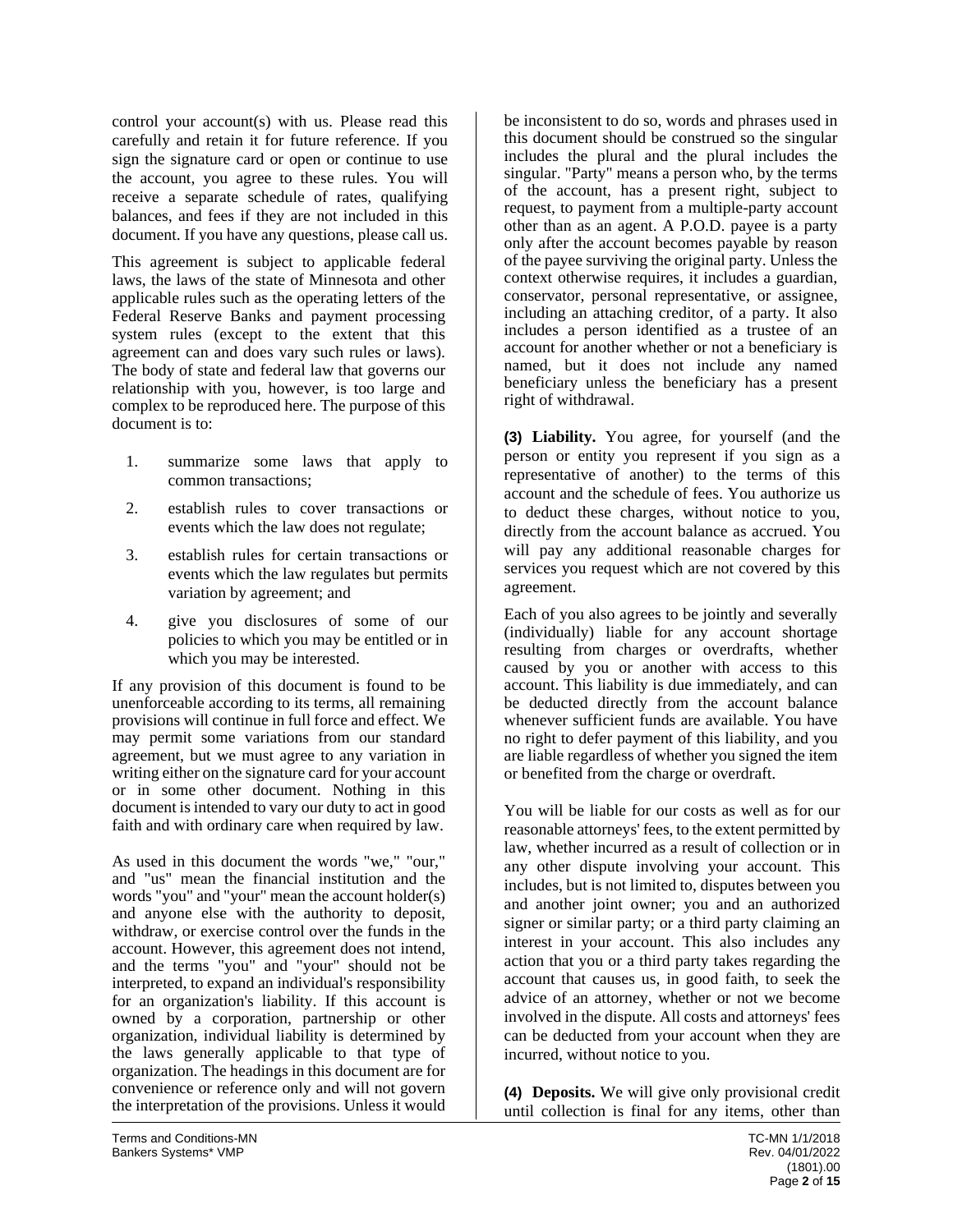control your account(s) with us. Please read this carefully and retain it for future reference. If you sign the signature card or open or continue to use the account, you agree to these rules. You will receive a separate schedule of rates, qualifying balances, and fees if they are not included in this document. If you have any questions, please call us.

This agreement is subject to applicable federal laws, the laws of the state of Minnesota and other applicable rules such as the operating letters of the Federal Reserve Banks and payment processing system rules (except to the extent that this agreement can and does vary such rules or laws). The body of state and federal law that governs our relationship with you, however, is too large and complex to be reproduced here. The purpose of this document is to:

1. summarize some laws that apply to common transactions;
2. establish rules to cover transactions or events which the law does not regulate;
3. establish rules for certain transactions or events which the law regulates but permits variation by agreement; and
4. give you disclosures of some of our policies to which you may be entitled or in which you may be interested.

If any provision of this document is found to be unenforceable according to its terms, all remaining provisions will continue in full force and effect. We may permit some variations from our standard agreement, but we must agree to any variation in writing either on the signature card for your account or in some other document. Nothing in this document is intended to vary our duty to act in good faith and with ordinary care when required by law.

As used in this document the words "we," "our," and "us" mean the financial institution and the words "you" and "your" mean the account holder(s) and anyone else with the authority to deposit, withdraw, or exercise control over the funds in the account. However, this agreement does not intend, and the terms "you" and "your" should not be interpreted, to expand an individual's responsibility for an organization's liability. If this account is owned by a corporation, partnership or other organization, individual liability is determined by the laws generally applicable to that type of organization. The headings in this document are for convenience or reference only and will not govern the interpretation of the provisions. Unless it would be inconsistent to do so, words and phrases used in this document should be construed so the singular includes the plural and the plural includes the singular. "Party" means a person who, by the terms of the account, has a present right, subject to request, to payment from a multiple-party account other than as an agent. A P.O.D. payee is a party only after the account becomes payable by reason of the payee surviving the original party. Unless the context otherwise requires, it includes a guardian, conservator, personal representative, or assignee, including an attaching creditor, of a party. It also includes a person identified as a trustee of an account for another whether or not a beneficiary is named, but it does not include any named beneficiary unless the beneficiary has a present right of withdrawal.

**(3) Liability.** You agree, for yourself (and the person or entity you represent if you sign as a representative of another) to the terms of this account and the schedule of fees. You authorize us to deduct these charges, without notice to you, directly from the account balance as accrued. You will pay any additional reasonable charges for services you request which are not covered by this agreement.

Each of you also agrees to be jointly and severally (individually) liable for any account shortage resulting from charges or overdrafts, whether caused by you or another with access to this account. This liability is due immediately, and can be deducted directly from the account balance whenever sufficient funds are available. You have no right to defer payment of this liability, and you are liable regardless of whether you signed the item or benefited from the charge or overdraft.

You will be liable for our costs as well as for our reasonable attorneys' fees, to the extent permitted by law, whether incurred as a result of collection or in any other dispute involving your account. This includes, but is not limited to, disputes between you and another joint owner; you and an authorized signer or similar party; or a third party claiming an interest in your account. This also includes any action that you or a third party takes regarding the account that causes us, in good faith, to seek the advice of an attorney, whether or not we become involved in the dispute. All costs and attorneys' fees can be deducted from your account when they are incurred, without notice to you.

**(4) Deposits.** We will give only provisional credit until collection is final for any items, other than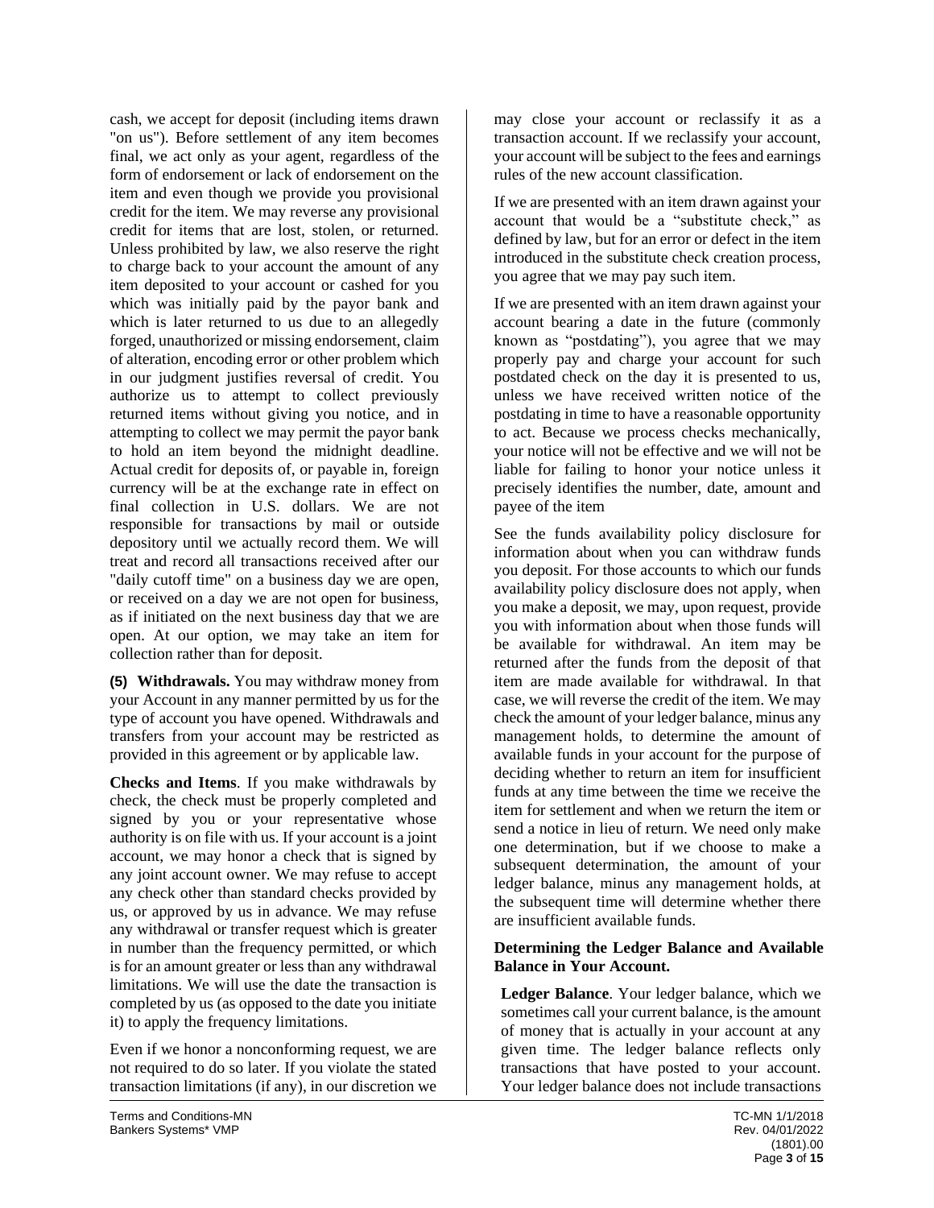cash, we accept for deposit (including items drawn "on us"). Before settlement of any item becomes final, we act only as your agent, regardless of the form of endorsement or lack of endorsement on the item and even though we provide you provisional credit for the item. We may reverse any provisional credit for items that are lost, stolen, or returned. Unless prohibited by law, we also reserve the right to charge back to your account the amount of any item deposited to your account or cashed for you which was initially paid by the payor bank and which is later returned to us due to an allegedly forged, unauthorized or missing endorsement, claim of alteration, encoding error or other problem which in our judgment justifies reversal of credit. You authorize us to attempt to collect previously returned items without giving you notice, and in attempting to collect we may permit the payor bank to hold an item beyond the midnight deadline. Actual credit for deposits of, or payable in, foreign currency will be at the exchange rate in effect on final collection in U.S. dollars. We are not responsible for transactions by mail or outside depository until we actually record them. We will treat and record all transactions received after our "daily cutoff time" on a business day we are open, or received on a day we are not open for business, as if initiated on the next business day that we are open. At our option, we may take an item for collection rather than for deposit.

**(5) Withdrawals.** You may withdraw money from your Account in any manner permitted by us for the type of account you have opened. Withdrawals and transfers from your account may be restricted as provided in this agreement or by applicable law.

**Checks and Items**. If you make withdrawals by check, the check must be properly completed and signed by you or your representative whose authority is on file with us. If your account is a joint account, we may honor a check that is signed by any joint account owner. We may refuse to accept any check other than standard checks provided by us, or approved by us in advance. We may refuse any withdrawal or transfer request which is greater in number than the frequency permitted, or which is for an amount greater or less than any withdrawal limitations. We will use the date the transaction is completed by us (as opposed to the date you initiate it) to apply the frequency limitations.

Even if we honor a nonconforming request, we are not required to do so later. If you violate the stated transaction limitations (if any), in our discretion we may close your account or reclassify it as a transaction account. If we reclassify your account, your account will be subject to the fees and earnings rules of the new account classification.

If we are presented with an item drawn against your account that would be a "substitute check," as defined by law, but for an error or defect in the item introduced in the substitute check creation process, you agree that we may pay such item.

If we are presented with an item drawn against your account bearing a date in the future (commonly known as "postdating"), you agree that we may properly pay and charge your account for such postdated check on the day it is presented to us, unless we have received written notice of the postdating in time to have a reasonable opportunity to act. Because we process checks mechanically, your notice will not be effective and we will not be liable for failing to honor your notice unless it precisely identifies the number, date, amount and payee of the item

See the funds availability policy disclosure for information about when you can withdraw funds you deposit. For those accounts to which our funds availability policy disclosure does not apply, when you make a deposit, we may, upon request, provide you with information about when those funds will be available for withdrawal. An item may be returned after the funds from the deposit of that item are made available for withdrawal. In that case, we will reverse the credit of the item. We may check the amount of your ledger balance, minus any management holds, to determine the amount of available funds in your account for the purpose of deciding whether to return an item for insufficient funds at any time between the time we receive the item for settlement and when we return the item or send a notice in lieu of return. We need only make one determination, but if we choose to make a subsequent determination, the amount of your ledger balance, minus any management holds, at the subsequent time will determine whether there are insufficient available funds.

**Determining the Ledger Balance and Available Balance in Your Account.**

**Ledger Balance**. Your ledger balance, which we sometimes call your current balance, is the amount of money that is actually in your account at any given time. The ledger balance reflects only transactions that have posted to your account. Your ledger balance does not include transactions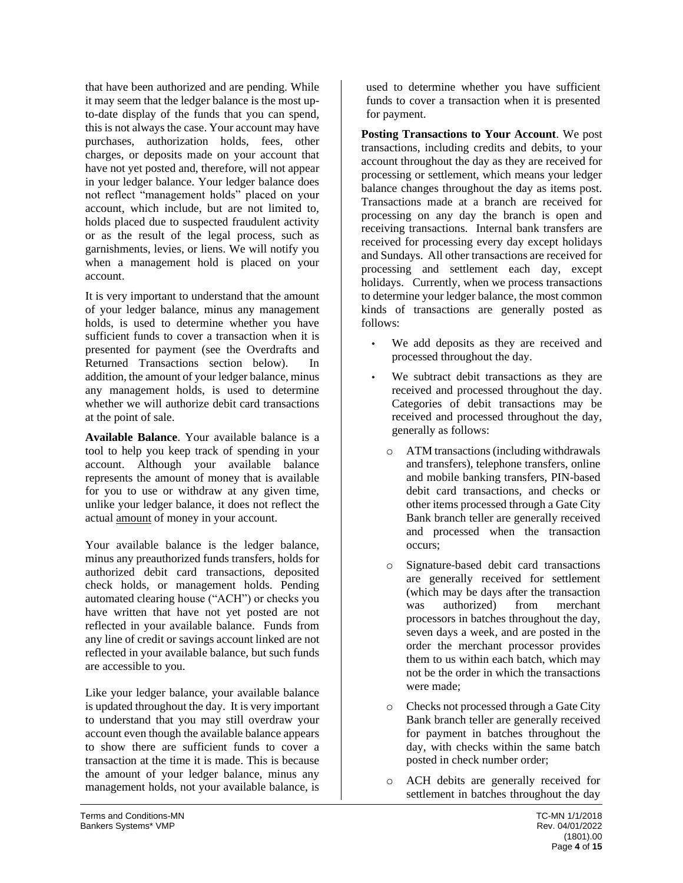that have been authorized and are pending. While it may seem that the ledger balance is the most up-to-date display of the funds that you can spend, this is not always the case. Your account may have purchases, authorization holds, fees, other charges, or deposits made on your account that have not yet posted and, therefore, will not appear in your ledger balance. Your ledger balance does not reflect "management holds" placed on your account, which include, but are not limited to, holds placed due to suspected fraudulent activity or as the result of the legal process, such as garnishments, levies, or liens. We will notify you when a management hold is placed on your account.

It is very important to understand that the amount of your ledger balance, minus any management holds, is used to determine whether you have sufficient funds to cover a transaction when it is presented for payment (see the Overdrafts and Returned Transactions section below). In addition, the amount of your ledger balance, minus any management holds, is used to determine whether we will authorize debit card transactions at the point of sale.

**Available Balance**. Your available balance is a tool to help you keep track of spending in your account. Although your available balance represents the amount of money that is available for you to use or withdraw at any given time, unlike your ledger balance, it does not reflect the actual amount of money in your account.

Your available balance is the ledger balance, minus any preauthorized funds transfers, holds for authorized debit card transactions, deposited check holds, or management holds. Pending automated clearing house ("ACH") or checks you have written that have not yet posted are not reflected in your available balance. Funds from any line of credit or savings account linked are not reflected in your available balance, but such funds are accessible to you.

Like your ledger balance, your available balance is updated throughout the day. It is very important to understand that you may still overdraw your account even though the available balance appears to show there are sufficient funds to cover a transaction at the time it is made. This is because the amount of your ledger balance, minus any management holds, not your available balance, is used to determine whether you have sufficient funds to cover a transaction when it is presented for payment.

**Posting Transactions to Your Account**. We post transactions, including credits and debits, to your account throughout the day as they are received for processing or settlement, which means your ledger balance changes throughout the day as items post. Transactions made at a branch are received for processing on any day the branch is open and receiving transactions. Internal bank transfers are received for processing every day except holidays and Sundays. All other transactions are received for processing and settlement each day, except holidays. Currently, when we process transactions to determine your ledger balance, the most common kinds of transactions are generally posted as follows:

- We add deposits as they are received and processed throughout the day.
- We subtract debit transactions as they are received and processed throughout the day. Categories of debit transactions may be received and processed throughout the day, generally as follows:
  - ATM transactions (including withdrawals and transfers), telephone transfers, online and mobile banking transfers, PIN-based debit card transactions, and checks or other items processed through a Gate City Bank branch teller are generally received and processed when the transaction occurs;
  - Signature-based debit card transactions are generally received for settlement (which may be days after the transaction was authorized) from merchant processors in batches throughout the day, seven days a week, and are posted in the order the merchant processor provides them to us within each batch, which may not be the order in which the transactions were made;
  - Checks not processed through a Gate City Bank branch teller are generally received for payment in batches throughout the day, with checks within the same batch posted in check number order;
  - ACH debits are generally received for settlement in batches throughout the day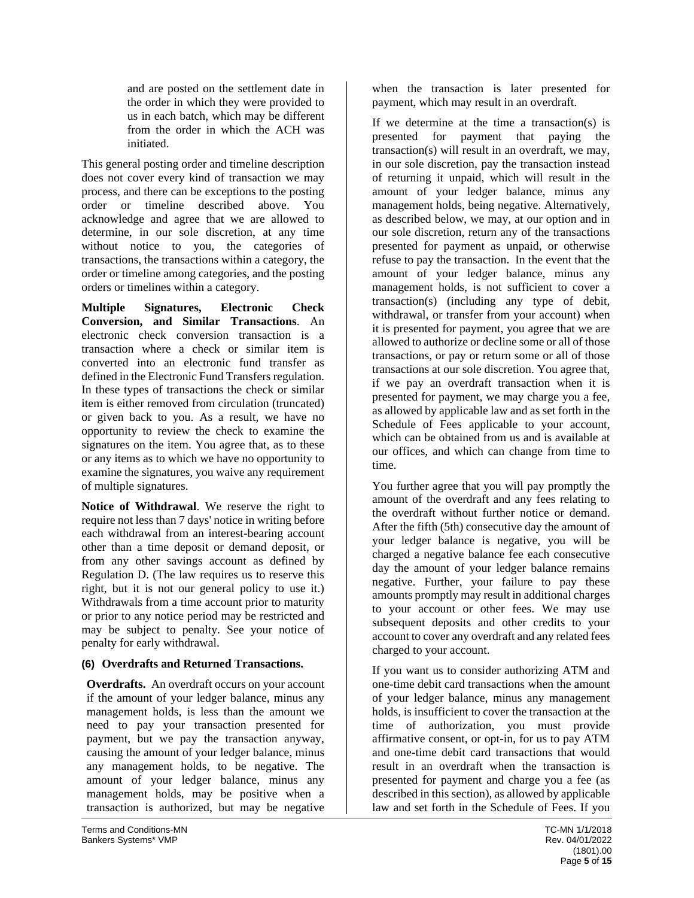and are posted on the settlement date in the order in which they were provided to us in each batch, which may be different from the order in which the ACH was initiated.

This general posting order and timeline description does not cover every kind of transaction we may process, and there can be exceptions to the posting order or timeline described above. You acknowledge and agree that we are allowed to determine, in our sole discretion, at any time without notice to you, the categories of transactions, the transactions within a category, the order or timeline among categories, and the posting orders or timelines within a category.

**Multiple Signatures, Electronic Check Conversion, and Similar Transactions**. An electronic check conversion transaction is a transaction where a check or similar item is converted into an electronic fund transfer as defined in the Electronic Fund Transfers regulation. In these types of transactions the check or similar item is either removed from circulation (truncated) or given back to you. As a result, we have no opportunity to review the check to examine the signatures on the item. You agree that, as to these or any items as to which we have no opportunity to examine the signatures, you waive any requirement of multiple signatures.

**Notice of Withdrawal**. We reserve the right to require not less than 7 days' notice in writing before each withdrawal from an interest-bearing account other than a time deposit or demand deposit, or from any other savings account as defined by Regulation D. (The law requires us to reserve this right, but it is not our general policy to use it.) Withdrawals from a time account prior to maturity or prior to any notice period may be restricted and may be subject to penalty. See your notice of penalty for early withdrawal.

### (6) Overdrafts and Returned Transactions.

**Overdrafts.** An overdraft occurs on your account if the amount of your ledger balance, minus any management holds, is less than the amount we need to pay your transaction presented for payment, but we pay the transaction anyway, causing the amount of your ledger balance, minus any management holds, to be negative. The amount of your ledger balance, minus any management holds, may be positive when a transaction is authorized, but may be negative when the transaction is later presented for payment, which may result in an overdraft.

If we determine at the time a transaction(s) is presented for payment that paying the transaction(s) will result in an overdraft, we may, in our sole discretion, pay the transaction instead of returning it unpaid, which will result in the amount of your ledger balance, minus any management holds, being negative. Alternatively, as described below, we may, at our option and in our sole discretion, return any of the transactions presented for payment as unpaid, or otherwise refuse to pay the transaction. In the event that the amount of your ledger balance, minus any management holds, is not sufficient to cover a transaction(s) (including any type of debit, withdrawal, or transfer from your account) when it is presented for payment, you agree that we are allowed to authorize or decline some or all of those transactions, or pay or return some or all of those transactions at our sole discretion. You agree that, if we pay an overdraft transaction when it is presented for payment, we may charge you a fee, as allowed by applicable law and as set forth in the Schedule of Fees applicable to your account, which can be obtained from us and is available at our offices, and which can change from time to time.

You further agree that you will pay promptly the amount of the overdraft and any fees relating to the overdraft without further notice or demand. After the fifth (5th) consecutive day the amount of your ledger balance is negative, you will be charged a negative balance fee each consecutive day the amount of your ledger balance remains negative. Further, your failure to pay these amounts promptly may result in additional charges to your account or other fees. We may use subsequent deposits and other credits to your account to cover any overdraft and any related fees charged to your account.

If you want us to consider authorizing ATM and one-time debit card transactions when the amount of your ledger balance, minus any management holds, is insufficient to cover the transaction at the time of authorization, you must provide affirmative consent, or opt-in, for us to pay ATM and one-time debit card transactions that would result in an overdraft when the transaction is presented for payment and charge you a fee (as described in this section), as allowed by applicable law and set forth in the Schedule of Fees. If you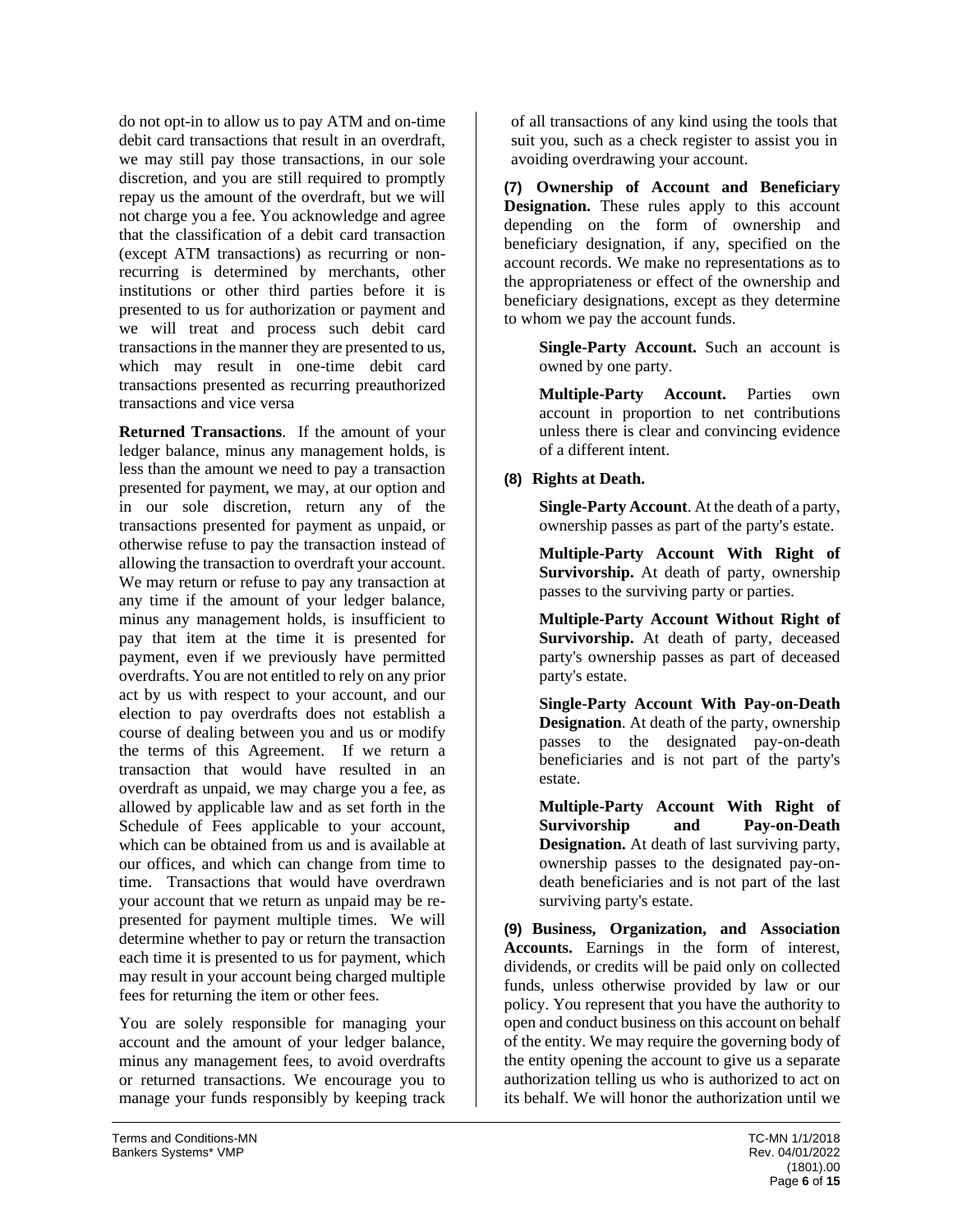do not opt-in to allow us to pay ATM and on-time debit card transactions that result in an overdraft, we may still pay those transactions, in our sole discretion, and you are still required to promptly repay us the amount of the overdraft, but we will not charge you a fee. You acknowledge and agree that the classification of a debit card transaction (except ATM transactions) as recurring or non-recurring is determined by merchants, other institutions or other third parties before it is presented to us for authorization or payment and we will treat and process such debit card transactions in the manner they are presented to us, which may result in one-time debit card transactions presented as recurring preauthorized transactions and vice versa

**Returned Transactions**. If the amount of your ledger balance, minus any management holds, is less than the amount we need to pay a transaction presented for payment, we may, at our option and in our sole discretion, return any of the transactions presented for payment as unpaid, or otherwise refuse to pay the transaction instead of allowing the transaction to overdraft your account. We may return or refuse to pay any transaction at any time if the amount of your ledger balance, minus any management holds, is insufficient to pay that item at the time it is presented for payment, even if we previously have permitted overdrafts. You are not entitled to rely on any prior act by us with respect to your account, and our election to pay overdrafts does not establish a course of dealing between you and us or modify the terms of this Agreement. If we return a transaction that would have resulted in an overdraft as unpaid, we may charge you a fee, as allowed by applicable law and as set forth in the Schedule of Fees applicable to your account, which can be obtained from us and is available at our offices, and which can change from time to time. Transactions that would have overdrawn your account that we return as unpaid may be re-presented for payment multiple times. We will determine whether to pay or return the transaction each time it is presented to us for payment, which may result in your account being charged multiple fees for returning the item or other fees.

You are solely responsible for managing your account and the amount of your ledger balance, minus any management fees, to avoid overdrafts or returned transactions. We encourage you to manage your funds responsibly by keeping track of all transactions of any kind using the tools that suit you, such as a check register to assist you in avoiding overdrawing your account.

**(7) Ownership of Account and Beneficiary Designation.** These rules apply to this account depending on the form of ownership and beneficiary designation, if any, specified on the account records. We make no representations as to the appropriateness or effect of the ownership and beneficiary designations, except as they determine to whom we pay the account funds.

**Single-Party Account.** Such an account is owned by one party.

**Multiple-Party Account.** Parties own account in proportion to net contributions unless there is clear and convincing evidence of a different intent.

**(8) Rights at Death.**

**Single-Party Account**. At the death of a party, ownership passes as part of the party's estate.

**Multiple-Party Account With Right of Survivorship.** At death of party, ownership passes to the surviving party or parties.

**Multiple-Party Account Without Right of Survivorship.** At death of party, deceased party's ownership passes as part of deceased party's estate.

**Single-Party Account With Pay-on-Death Designation**. At death of the party, ownership passes to the designated pay-on-death beneficiaries and is not part of the party's estate.

**Multiple-Party Account With Right of Survivorship and Pay-on-Death Designation.** At death of last surviving party, ownership passes to the designated pay-on-death beneficiaries and is not part of the last surviving party's estate.

**(9) Business, Organization, and Association Accounts.** Earnings in the form of interest, dividends, or credits will be paid only on collected funds, unless otherwise provided by law or our policy. You represent that you have the authority to open and conduct business on this account on behalf of the entity. We may require the governing body of the entity opening the account to give us a separate authorization telling us who is authorized to act on its behalf. We will honor the authorization until we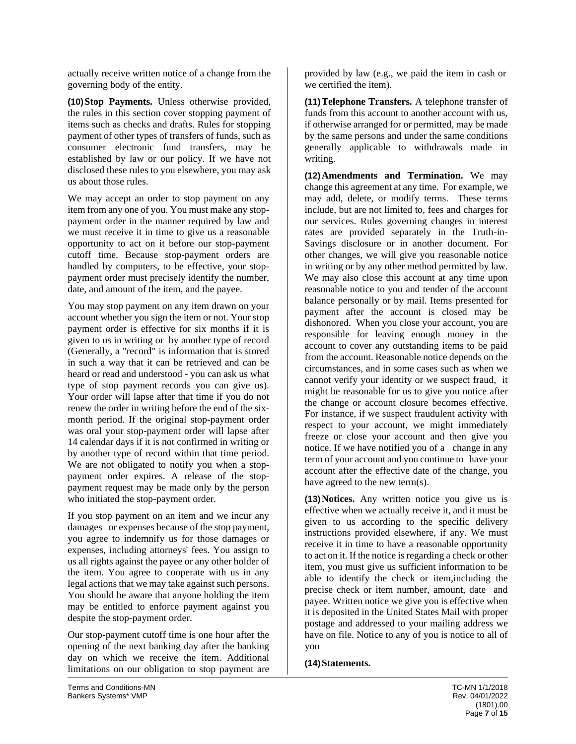actually receive written notice of a change from the governing body of the entity.

**(10) Stop Payments.** Unless otherwise provided, the rules in this section cover stopping payment of items such as checks and drafts. Rules for stopping payment of other types of transfers of funds, such as consumer electronic fund transfers, may be established by law or our policy. If we have not disclosed these rules to you elsewhere, you may ask us about those rules.

We may accept an order to stop payment on any item from any one of you. You must make any stop-payment order in the manner required by law and we must receive it in time to give us a reasonable opportunity to act on it before our stop-payment cutoff time. Because stop-payment orders are handled by computers, to be effective, your stop-payment order must precisely identify the number, date, and amount of the item, and the payee.

You may stop payment on any item drawn on your account whether you sign the item or not. Your stop payment order is effective for six months if it is given to us in writing or by another type of record (Generally, a "record" is information that is stored in such a way that it can be retrieved and can be heard or read and understood - you can ask us what type of stop payment records you can give us). Your order will lapse after that time if you do not renew the order in writing before the end of the six-month period. If the original stop-payment order was oral your stop-payment order will lapse after 14 calendar days if it is not confirmed in writing or by another type of record within that time period. We are not obligated to notify you when a stop-payment order expires. A release of the stop-payment request may be made only by the person who initiated the stop-payment order.

If you stop payment on an item and we incur any damages or expenses because of the stop payment, you agree to indemnify us for those damages or expenses, including attorneys' fees. You assign to us all rights against the payee or any other holder of the item. You agree to cooperate with us in any legal actions that we may take against such persons. You should be aware that anyone holding the item may be entitled to enforce payment against you despite the stop-payment order.

Our stop-payment cutoff time is one hour after the opening of the next banking day after the banking day on which we receive the item. Additional limitations on our obligation to stop payment are provided by law (e.g., we paid the item in cash or we certified the item).

**(11) Telephone Transfers.** A telephone transfer of funds from this account to another account with us, if otherwise arranged for or permitted, may be made by the same persons and under the same conditions generally applicable to withdrawals made in writing.

**(12) Amendments and Termination.** We may change this agreement at any time. For example, we may add, delete, or modify terms. These terms include, but are not limited to, fees and charges for our services. Rules governing changes in interest rates are provided separately in the Truth-in-Savings disclosure or in another document. For other changes, we will give you reasonable notice in writing or by any other method permitted by law. We may also close this account at any time upon reasonable notice to you and tender of the account balance personally or by mail. Items presented for payment after the account is closed may be dishonored. When you close your account, you are responsible for leaving enough money in the account to cover any outstanding items to be paid from the account. Reasonable notice depends on the circumstances, and in some cases such as when we cannot verify your identity or we suspect fraud, it might be reasonable for us to give you notice after the change or account closure becomes effective. For instance, if we suspect fraudulent activity with respect to your account, we might immediately freeze or close your account and then give you notice. If we have notified you of a change in any term of your account and you continue to have your account after the effective date of the change, you have agreed to the new term(s).

**(13) Notices.** Any written notice you give us is effective when we actually receive it, and it must be given to us according to the specific delivery instructions provided elsewhere, if any. We must receive it in time to have a reasonable opportunity to act on it. If the notice is regarding a check or other item, you must give us sufficient information to be able to identify the check or item,including the precise check or item number, amount, date and payee. Written notice we give you is effective when it is deposited in the United States Mail with proper postage and addressed to your mailing address we have on file. Notice to any of you is notice to all of you

**(14) Statements.**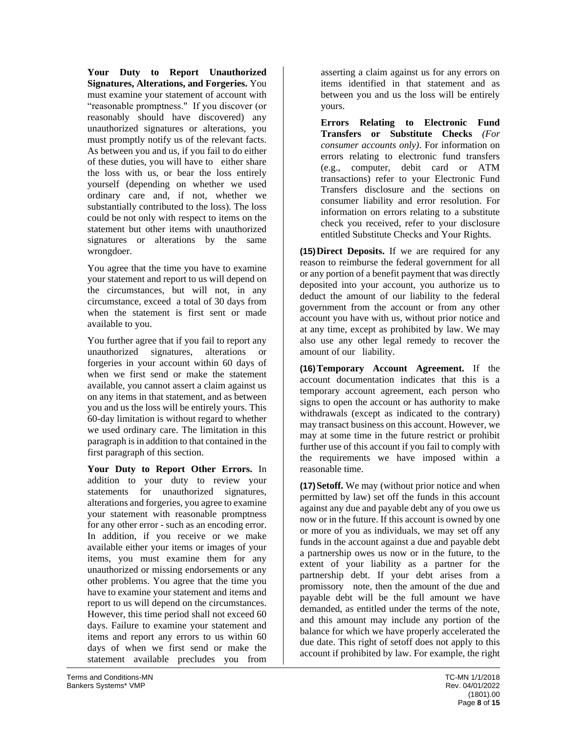**Your Duty to Report Unauthorized Signatures, Alterations, and Forgeries.** You must examine your statement of account with "reasonable promptness." If you discover (or reasonably should have discovered) any unauthorized signatures or alterations, you must promptly notify us of the relevant facts. As between you and us, if you fail to do either of these duties, you will have to either share the loss with us, or bear the loss entirely yourself (depending on whether we used ordinary care and, if not, whether we substantially contributed to the loss). The loss could be not only with respect to items on the statement but other items with unauthorized signatures or alterations by the same wrongdoer.

You agree that the time you have to examine your statement and report to us will depend on the circumstances, but will not, in any circumstance, exceed a total of 30 days from when the statement is first sent or made available to you.

You further agree that if you fail to report any unauthorized signatures, alterations or forgeries in your account within 60 days of when we first send or make the statement available, you cannot assert a claim against us on any items in that statement, and as between you and us the loss will be entirely yours. This 60-day limitation is without regard to whether we used ordinary care. The limitation in this paragraph is in addition to that contained in the first paragraph of this section.

**Your Duty to Report Other Errors.** In addition to your duty to review your statements for unauthorized signatures, alterations and forgeries, you agree to examine your statement with reasonable promptness for any other error - such as an encoding error. In addition, if you receive or we make available either your items or images of your items, you must examine them for any unauthorized or missing endorsements or any other problems. You agree that the time you have to examine your statement and items and report to us will depend on the circumstances. However, this time period shall not exceed 60 days. Failure to examine your statement and items and report any errors to us within 60 days of when we first send or make the statement available precludes you from asserting a claim against us for any errors on items identified in that statement and as between you and us the loss will be entirely yours.

**Errors Relating to Electronic Fund Transfers or Substitute Checks** *(For consumer accounts only)*. For information on errors relating to electronic fund transfers (e.g., computer, debit card or ATM transactions) refer to your Electronic Fund Transfers disclosure and the sections on consumer liability and error resolution. For information on errors relating to a substitute check you received, refer to your disclosure entitled Substitute Checks and Your Rights.

**(15) Direct Deposits.** If we are required for any reason to reimburse the federal government for all or any portion of a benefit payment that was directly deposited into your account, you authorize us to deduct the amount of our liability to the federal government from the account or from any other account you have with us, without prior notice and at any time, except as prohibited by law. We may also use any other legal remedy to recover the amount of our liability.

**(16) Temporary Account Agreement.** If the account documentation indicates that this is a temporary account agreement, each person who signs to open the account or has authority to make withdrawals (except as indicated to the contrary) may transact business on this account. However, we may at some time in the future restrict or prohibit further use of this account if you fail to comply with the requirements we have imposed within a reasonable time.

**(17) Setoff.** We may (without prior notice and when permitted by law) set off the funds in this account against any due and payable debt any of you owe us now or in the future. If this account is owned by one or more of you as individuals, we may set off any funds in the account against a due and payable debt a partnership owes us now or in the future, to the extent of your liability as a partner for the partnership debt. If your debt arises from a promissory note, then the amount of the due and payable debt will be the full amount we have demanded, as entitled under the terms of the note, and this amount may include any portion of the balance for which we have properly accelerated the due date. This right of setoff does not apply to this account if prohibited by law. For example, the right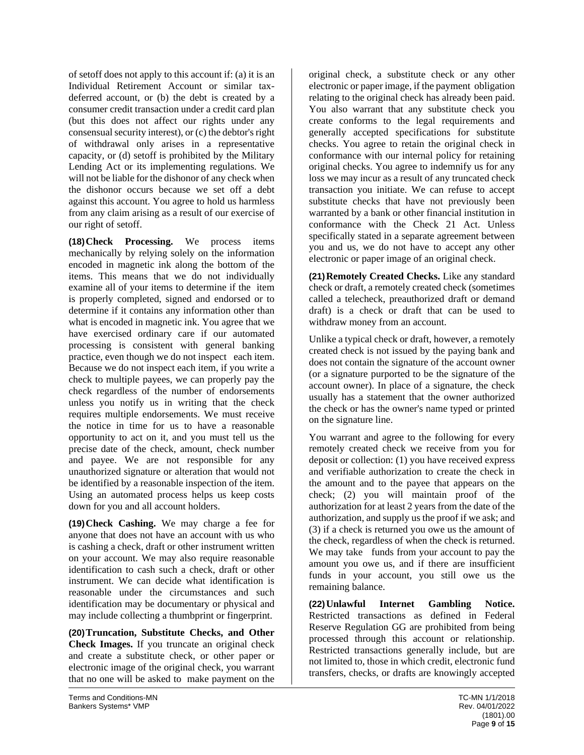of setoff does not apply to this account if: (a) it is an Individual Retirement Account or similar tax-deferred account, or (b) the debt is created by a consumer credit transaction under a credit card plan (but this does not affect our rights under any consensual security interest), or (c) the debtor's right of withdrawal only arises in a representative capacity, or (d) setoff is prohibited by the Military Lending Act or its implementing regulations. We will not be liable for the dishonor of any check when the dishonor occurs because we set off a debt against this account. You agree to hold us harmless from any claim arising as a result of our exercise of our right of setoff.

**(18) Check Processing.** We process items mechanically by relying solely on the information encoded in magnetic ink along the bottom of the items. This means that we do not individually examine all of your items to determine if the item is properly completed, signed and endorsed or to determine if it contains any information other than what is encoded in magnetic ink. You agree that we have exercised ordinary care if our automated processing is consistent with general banking practice, even though we do not inspect each item. Because we do not inspect each item, if you write a check to multiple payees, we can properly pay the check regardless of the number of endorsements unless you notify us in writing that the check requires multiple endorsements. We must receive the notice in time for us to have a reasonable opportunity to act on it, and you must tell us the precise date of the check, amount, check number and payee. We are not responsible for any unauthorized signature or alteration that would not be identified by a reasonable inspection of the item. Using an automated process helps us keep costs down for you and all account holders.

**(19) Check Cashing.** We may charge a fee for anyone that does not have an account with us who is cashing a check, draft or other instrument written on your account. We may also require reasonable identification to cash such a check, draft or other instrument. We can decide what identification is reasonable under the circumstances and such identification may be documentary or physical and may include collecting a thumbprint or fingerprint.

**(20) Truncation, Substitute Checks, and Other Check Images.** If you truncate an original check and create a substitute check, or other paper or electronic image of the original check, you warrant that no one will be asked to make payment on the original check, a substitute check or any other electronic or paper image, if the payment obligation relating to the original check has already been paid. You also warrant that any substitute check you create conforms to the legal requirements and generally accepted specifications for substitute checks. You agree to retain the original check in conformance with our internal policy for retaining original checks. You agree to indemnify us for any loss we may incur as a result of any truncated check transaction you initiate. We can refuse to accept substitute checks that have not previously been warranted by a bank or other financial institution in conformance with the Check 21 Act. Unless specifically stated in a separate agreement between you and us, we do not have to accept any other electronic or paper image of an original check.

**(21) Remotely Created Checks.** Like any standard check or draft, a remotely created check (sometimes called a telecheck, preauthorized draft or demand draft) is a check or draft that can be used to withdraw money from an account.

Unlike a typical check or draft, however, a remotely created check is not issued by the paying bank and does not contain the signature of the account owner (or a signature purported to be the signature of the account owner). In place of a signature, the check usually has a statement that the owner authorized the check or has the owner's name typed or printed on the signature line.

You warrant and agree to the following for every remotely created check we receive from you for deposit or collection: (1) you have received express and verifiable authorization to create the check in the amount and to the payee that appears on the check; (2) you will maintain proof of the authorization for at least 2 years from the date of the authorization, and supply us the proof if we ask; and (3) if a check is returned you owe us the amount of the check, regardless of when the check is returned. We may take funds from your account to pay the amount you owe us, and if there are insufficient funds in your account, you still owe us the remaining balance.

**(22) Unlawful Internet Gambling Notice.** Restricted transactions as defined in Federal Reserve Regulation GG are prohibited from being processed through this account or relationship. Restricted transactions generally include, but are not limited to, those in which credit, electronic fund transfers, checks, or drafts are knowingly accepted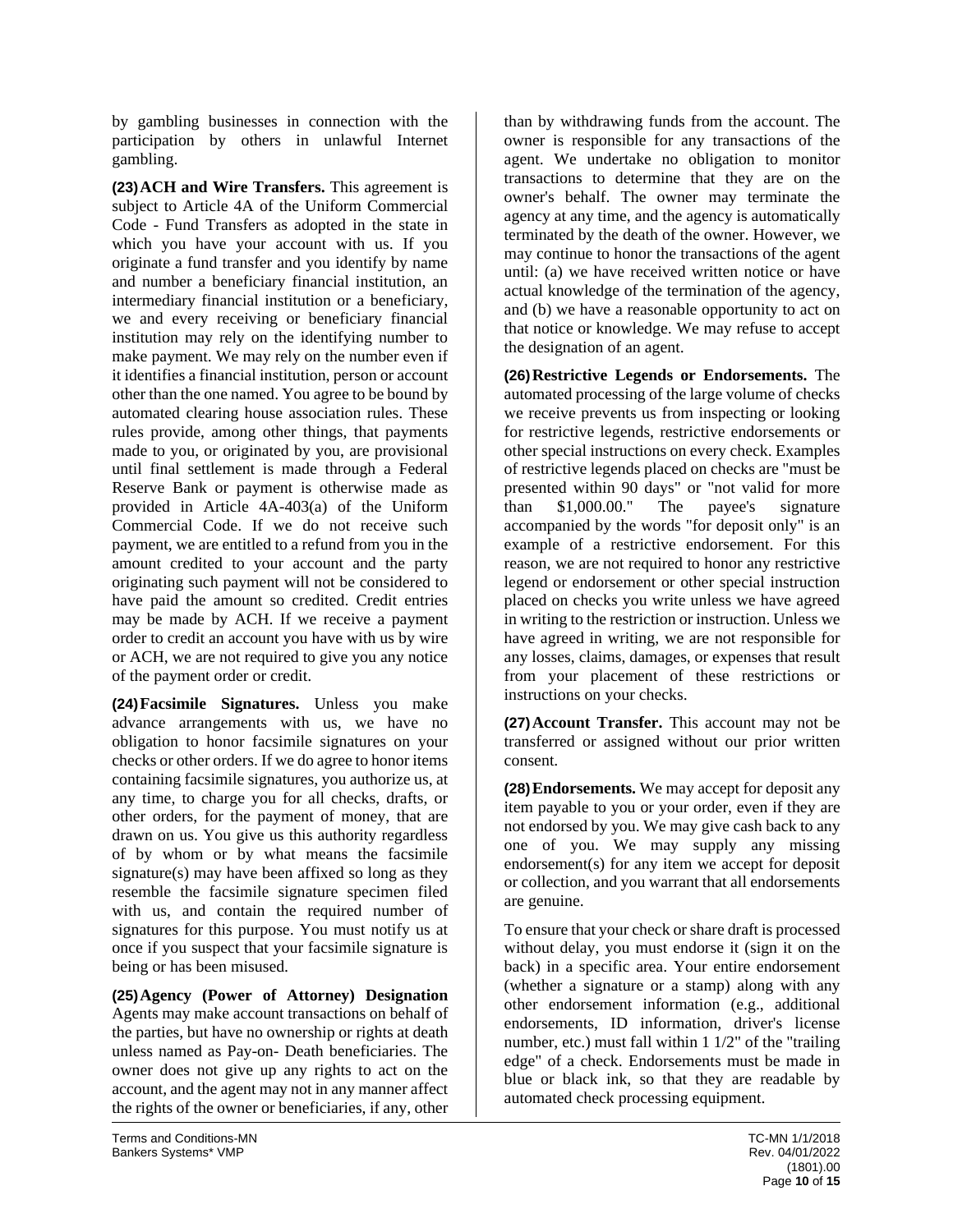by gambling businesses in connection with the participation by others in unlawful Internet gambling.

**(23) ACH and Wire Transfers.** This agreement is subject to Article 4A of the Uniform Commercial Code - Fund Transfers as adopted in the state in which you have your account with us. If you originate a fund transfer and you identify by name and number a beneficiary financial institution, an intermediary financial institution or a beneficiary, we and every receiving or beneficiary financial institution may rely on the identifying number to make payment. We may rely on the number even if it identifies a financial institution, person or account other than the one named. You agree to be bound by automated clearing house association rules. These rules provide, among other things, that payments made to you, or originated by you, are provisional until final settlement is made through a Federal Reserve Bank or payment is otherwise made as provided in Article 4A-403(a) of the Uniform Commercial Code. If we do not receive such payment, we are entitled to a refund from you in the amount credited to your account and the party originating such payment will not be considered to have paid the amount so credited. Credit entries may be made by ACH. If we receive a payment order to credit an account you have with us by wire or ACH, we are not required to give you any notice of the payment order or credit.

**(24) Facsimile Signatures.** Unless you make advance arrangements with us, we have no obligation to honor facsimile signatures on your checks or other orders. If we do agree to honor items containing facsimile signatures, you authorize us, at any time, to charge you for all checks, drafts, or other orders, for the payment of money, that are drawn on us. You give us this authority regardless of by whom or by what means the facsimile signature(s) may have been affixed so long as they resemble the facsimile signature specimen filed with us, and contain the required number of signatures for this purpose. You must notify us at once if you suspect that your facsimile signature is being or has been misused.

**(25) Agency (Power of Attorney) Designation** Agents may make account transactions on behalf of the parties, but have no ownership or rights at death unless named as Pay-on- Death beneficiaries. The owner does not give up any rights to act on the account, and the agent may not in any manner affect the rights of the owner or beneficiaries, if any, other than by withdrawing funds from the account. The owner is responsible for any transactions of the agent. We undertake no obligation to monitor transactions to determine that they are on the owner's behalf. The owner may terminate the agency at any time, and the agency is automatically terminated by the death of the owner. However, we may continue to honor the transactions of the agent until: (a) we have received written notice or have actual knowledge of the termination of the agency, and (b) we have a reasonable opportunity to act on that notice or knowledge. We may refuse to accept the designation of an agent.

**(26) Restrictive Legends or Endorsements.** The automated processing of the large volume of checks we receive prevents us from inspecting or looking for restrictive legends, restrictive endorsements or other special instructions on every check. Examples of restrictive legends placed on checks are "must be presented within 90 days" or "not valid for more than $1,000.00." The payee's signature accompanied by the words "for deposit only" is an example of a restrictive endorsement. For this reason, we are not required to honor any restrictive legend or endorsement or other special instruction placed on checks you write unless we have agreed in writing to the restriction or instruction. Unless we have agreed in writing, we are not responsible for any losses, claims, damages, or expenses that result from your placement of these restrictions or instructions on your checks.

**(27) Account Transfer.** This account may not be transferred or assigned without our prior written consent.

**(28) Endorsements.** We may accept for deposit any item payable to you or your order, even if they are not endorsed by you. We may give cash back to any one of you. We may supply any missing endorsement(s) for any item we accept for deposit or collection, and you warrant that all endorsements are genuine.

To ensure that your check or share draft is processed without delay, you must endorse it (sign it on the back) in a specific area. Your entire endorsement (whether a signature or a stamp) along with any other endorsement information (e.g., additional endorsements, ID information, driver's license number, etc.) must fall within 1 1/2" of the "trailing edge" of a check. Endorsements must be made in blue or black ink, so that they are readable by automated check processing equipment.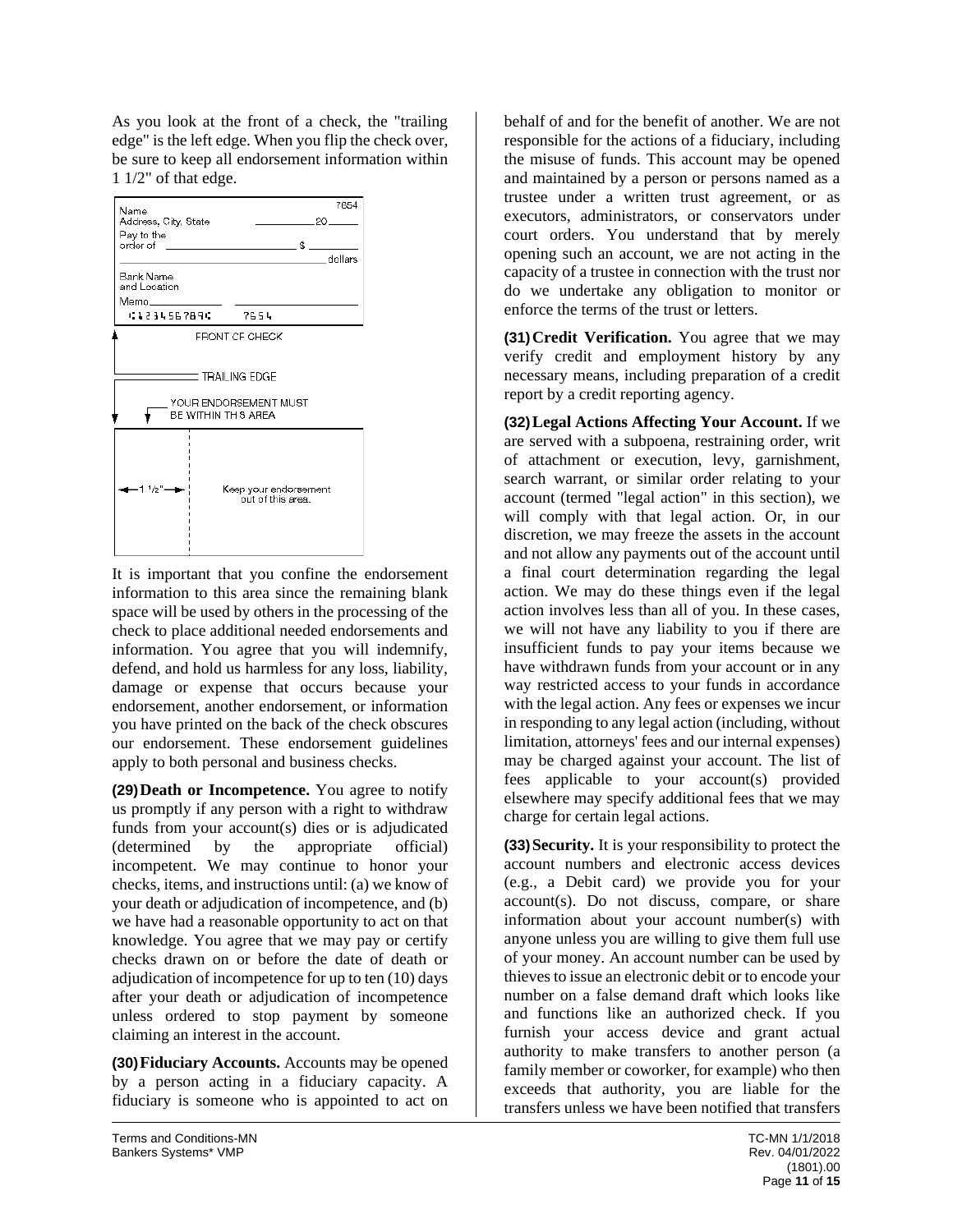As you look at the front of a check, the "trailing edge" is the left edge. When you flip the check over, be sure to keep all endorsement information within 1 1/2" of that edge.

It is important that you confine the endorsement information to this area since the remaining blank space will be used by others in the processing of the check to place additional needed endorsements and information. You agree that you will indemnify, defend, and hold us harmless for any loss, liability, damage or expense that occurs because your endorsement, another endorsement, or information you have printed on the back of the check obscures our endorsement. These endorsement guidelines apply to both personal and business checks.

**(29) Death or Incompetence.** You agree to notify us promptly if any person with a right to withdraw funds from your account(s) dies or is adjudicated (determined by the appropriate official) incompetent. We may continue to honor your checks, items, and instructions until: (a) we know of your death or adjudication of incompetence, and (b) we have had a reasonable opportunity to act on that knowledge. You agree that we may pay or certify checks drawn on or before the date of death or adjudication of incompetence for up to ten (10) days after your death or adjudication of incompetence unless ordered to stop payment by someone claiming an interest in the account.

**(30) Fiduciary Accounts.** Accounts may be opened by a person acting in a fiduciary capacity. A fiduciary is someone who is appointed to act on behalf of and for the benefit of another. We are not responsible for the actions of a fiduciary, including the misuse of funds. This account may be opened and maintained by a person or persons named as a trustee under a written trust agreement, or as executors, administrators, or conservators under court orders. You understand that by merely opening such an account, we are not acting in the capacity of a trustee in connection with the trust nor do we undertake any obligation to monitor or enforce the terms of the trust or letters.

**(31) Credit Verification.** You agree that we may verify credit and employment history by any necessary means, including preparation of a credit report by a credit reporting agency.

**(32) Legal Actions Affecting Your Account.** If we are served with a subpoena, restraining order, writ of attachment or execution, levy, garnishment, search warrant, or similar order relating to your account (termed "legal action" in this section), we will comply with that legal action. Or, in our discretion, we may freeze the assets in the account and not allow any payments out of the account until a final court determination regarding the legal action. We may do these things even if the legal action involves less than all of you. In these cases, we will not have any liability to you if there are insufficient funds to pay your items because we have withdrawn funds from your account or in any way restricted access to your funds in accordance with the legal action. Any fees or expenses we incur in responding to any legal action (including, without limitation, attorneys' fees and our internal expenses) may be charged against your account. The list of fees applicable to your account(s) provided elsewhere may specify additional fees that we may charge for certain legal actions.

**(33) Security.** It is your responsibility to protect the account numbers and electronic access devices (e.g., a Debit card) we provide you for your account(s). Do not discuss, compare, or share information about your account number(s) with anyone unless you are willing to give them full use of your money. An account number can be used by thieves to issue an electronic debit or to encode your number on a false demand draft which looks like and functions like an authorized check. If you furnish your access device and grant actual authority to make transfers to another person (a family member or coworker, for example) who then exceeds that authority, you are liable for the transfers unless we have been notified that transfers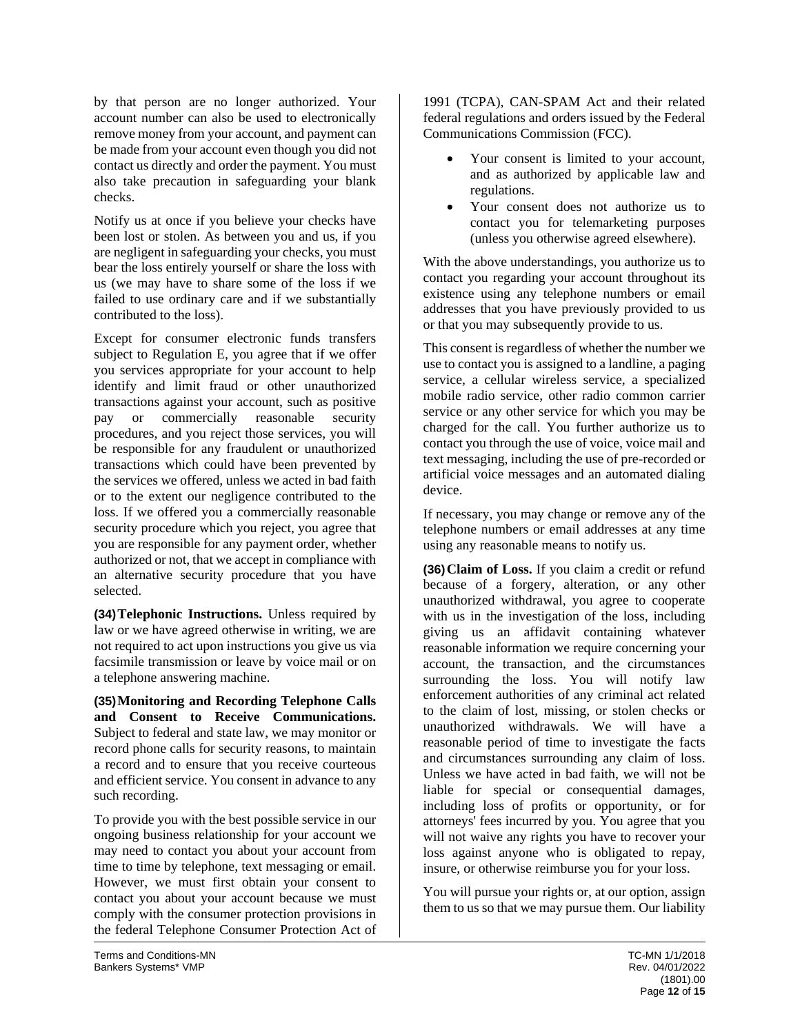by that person are no longer authorized. Your account number can also be used to electronically remove money from your account, and payment can be made from your account even though you did not contact us directly and order the payment. You must also take precaution in safeguarding your blank checks.

Notify us at once if you believe your checks have been lost or stolen. As between you and us, if you are negligent in safeguarding your checks, you must bear the loss entirely yourself or share the loss with us (we may have to share some of the loss if we failed to use ordinary care and if we substantially contributed to the loss).

Except for consumer electronic funds transfers subject to Regulation E, you agree that if we offer you services appropriate for your account to help identify and limit fraud or other unauthorized transactions against your account, such as positive pay or commercially reasonable security procedures, and you reject those services, you will be responsible for any fraudulent or unauthorized transactions which could have been prevented by the services we offered, unless we acted in bad faith or to the extent our negligence contributed to the loss. If we offered you a commercially reasonable security procedure which you reject, you agree that you are responsible for any payment order, whether authorized or not, that we accept in compliance with an alternative security procedure that you have selected.

**(34) Telephonic Instructions.** Unless required by law or we have agreed otherwise in writing, we are not required to act upon instructions you give us via facsimile transmission or leave by voice mail or on a telephone answering machine.

**(35) Monitoring and Recording Telephone Calls and Consent to Receive Communications.** Subject to federal and state law, we may monitor or record phone calls for security reasons, to maintain a record and to ensure that you receive courteous and efficient service. You consent in advance to any such recording.

To provide you with the best possible service in our ongoing business relationship for your account we may need to contact you about your account from time to time by telephone, text messaging or email. However, we must first obtain your consent to contact you about your account because we must comply with the consumer protection provisions in the federal Telephone Consumer Protection Act of 1991 (TCPA), CAN-SPAM Act and their related federal regulations and orders issued by the Federal Communications Commission (FCC).

- Your consent is limited to your account, and as authorized by applicable law and regulations.
- Your consent does not authorize us to contact you for telemarketing purposes (unless you otherwise agreed elsewhere).

With the above understandings, you authorize us to contact you regarding your account throughout its existence using any telephone numbers or email addresses that you have previously provided to us or that you may subsequently provide to us.

This consent is regardless of whether the number we use to contact you is assigned to a landline, a paging service, a cellular wireless service, a specialized mobile radio service, other radio common carrier service or any other service for which you may be charged for the call. You further authorize us to contact you through the use of voice, voice mail and text messaging, including the use of pre-recorded or artificial voice messages and an automated dialing device.

If necessary, you may change or remove any of the telephone numbers or email addresses at any time using any reasonable means to notify us.

**(36) Claim of Loss.** If you claim a credit or refund because of a forgery, alteration, or any other unauthorized withdrawal, you agree to cooperate with us in the investigation of the loss, including giving us an affidavit containing whatever reasonable information we require concerning your account, the transaction, and the circumstances surrounding the loss. You will notify law enforcement authorities of any criminal act related to the claim of lost, missing, or stolen checks or unauthorized withdrawals. We will have a reasonable period of time to investigate the facts and circumstances surrounding any claim of loss. Unless we have acted in bad faith, we will not be liable for special or consequential damages, including loss of profits or opportunity, or for attorneys' fees incurred by you. You agree that you will not waive any rights you have to recover your loss against anyone who is obligated to repay, insure, or otherwise reimburse you for your loss.

You will pursue your rights or, at our option, assign them to us so that we may pursue them. Our liability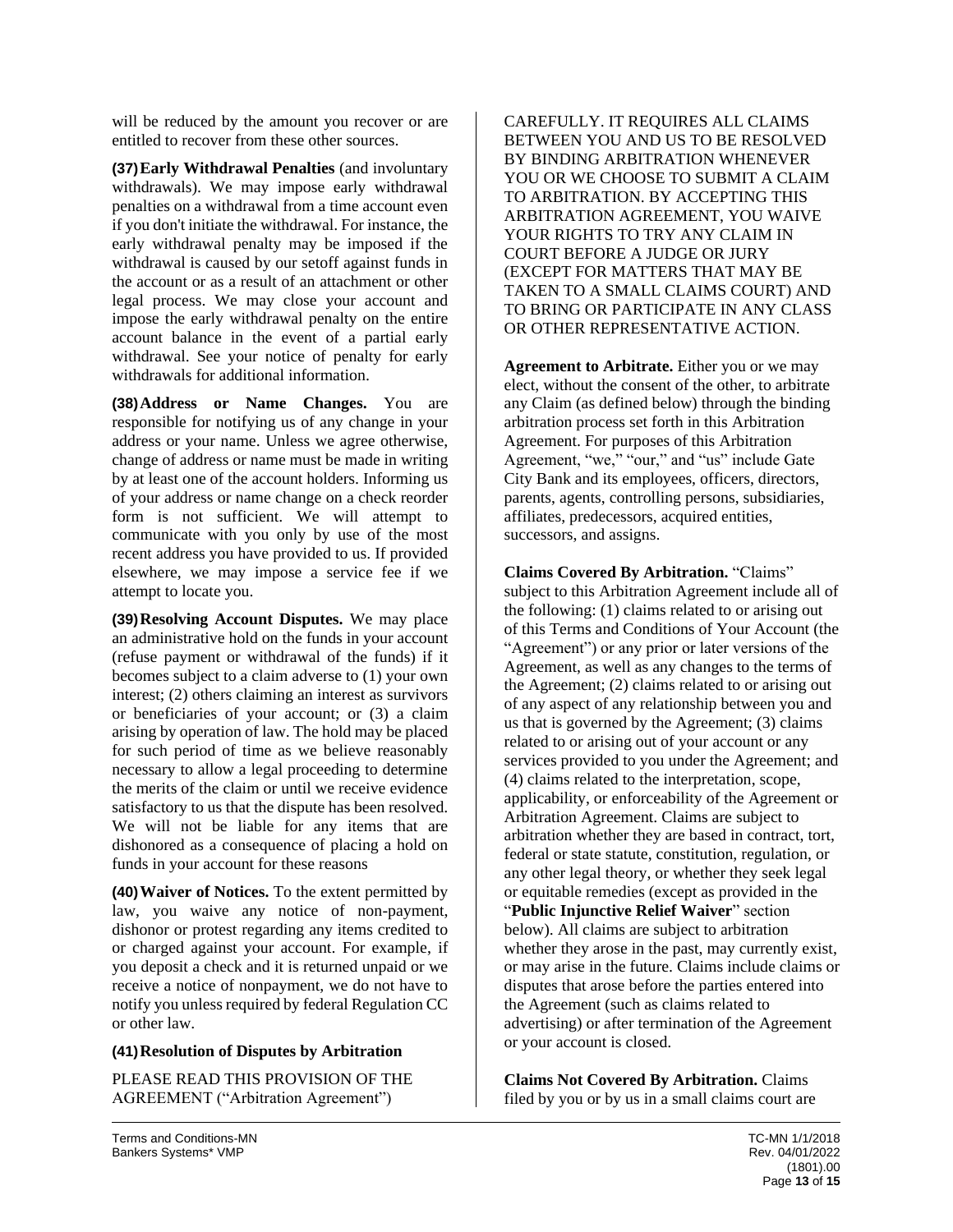will be reduced by the amount you recover or are entitled to recover from these other sources.

**(37) Early Withdrawal Penalties** (and involuntary withdrawals). We may impose early withdrawal penalties on a withdrawal from a time account even if you don't initiate the withdrawal. For instance, the early withdrawal penalty may be imposed if the withdrawal is caused by our setoff against funds in the account or as a result of an attachment or other legal process. We may close your account and impose the early withdrawal penalty on the entire account balance in the event of a partial early withdrawal. See your notice of penalty for early withdrawals for additional information.

**(38) Address or Name Changes.** You are responsible for notifying us of any change in your address or your name. Unless we agree otherwise, change of address or name must be made in writing by at least one of the account holders. Informing us of your address or name change on a check reorder form is not sufficient. We will attempt to communicate with you only by use of the most recent address you have provided to us. If provided elsewhere, we may impose a service fee if we attempt to locate you.

**(39) Resolving Account Disputes.** We may place an administrative hold on the funds in your account (refuse payment or withdrawal of the funds) if it becomes subject to a claim adverse to (1) your own interest; (2) others claiming an interest as survivors or beneficiaries of your account; or (3) a claim arising by operation of law. The hold may be placed for such period of time as we believe reasonably necessary to allow a legal proceeding to determine the merits of the claim or until we receive evidence satisfactory to us that the dispute has been resolved. We will not be liable for any items that are dishonored as a consequence of placing a hold on funds in your account for these reasons

**(40) Waiver of Notices.** To the extent permitted by law, you waive any notice of non-payment, dishonor or protest regarding any items credited to or charged against your account. For example, if you deposit a check and it is returned unpaid or we receive a notice of nonpayment, we do not have to notify you unless required by federal Regulation CC or other law.

**(41) Resolution of Disputes by Arbitration**

PLEASE READ THIS PROVISION OF THE AGREEMENT ("Arbitration Agreement") CAREFULLY. IT REQUIRES ALL CLAIMS BETWEEN YOU AND US TO BE RESOLVED BY BINDING ARBITRATION WHENEVER YOU OR WE CHOOSE TO SUBMIT A CLAIM TO ARBITRATION. BY ACCEPTING THIS ARBITRATION AGREEMENT, YOU WAIVE YOUR RIGHTS TO TRY ANY CLAIM IN COURT BEFORE A JUDGE OR JURY (EXCEPT FOR MATTERS THAT MAY BE TAKEN TO A SMALL CLAIMS COURT) AND TO BRING OR PARTICIPATE IN ANY CLASS OR OTHER REPRESENTATIVE ACTION.

**Agreement to Arbitrate.** Either you or we may elect, without the consent of the other, to arbitrate any Claim (as defined below) through the binding arbitration process set forth in this Arbitration Agreement. For purposes of this Arbitration Agreement, "we," "our," and "us" include Gate City Bank and its employees, officers, directors, parents, agents, controlling persons, subsidiaries, affiliates, predecessors, acquired entities, successors, and assigns.

**Claims Covered By Arbitration.** "Claims" subject to this Arbitration Agreement include all of the following: (1) claims related to or arising out of this Terms and Conditions of Your Account (the "Agreement") or any prior or later versions of the Agreement, as well as any changes to the terms of the Agreement; (2) claims related to or arising out of any aspect of any relationship between you and us that is governed by the Agreement; (3) claims related to or arising out of your account or any services provided to you under the Agreement; and (4) claims related to the interpretation, scope, applicability, or enforceability of the Agreement or Arbitration Agreement. Claims are subject to arbitration whether they are based in contract, tort, federal or state statute, constitution, regulation, or any other legal theory, or whether they seek legal or equitable remedies (except as provided in the "**Public Injunctive Relief Waiver**" section below). All claims are subject to arbitration whether they arose in the past, may currently exist, or may arise in the future. Claims include claims or disputes that arose before the parties entered into the Agreement (such as claims related to advertising) or after termination of the Agreement or your account is closed.

**Claims Not Covered By Arbitration.** Claims filed by you or by us in a small claims court are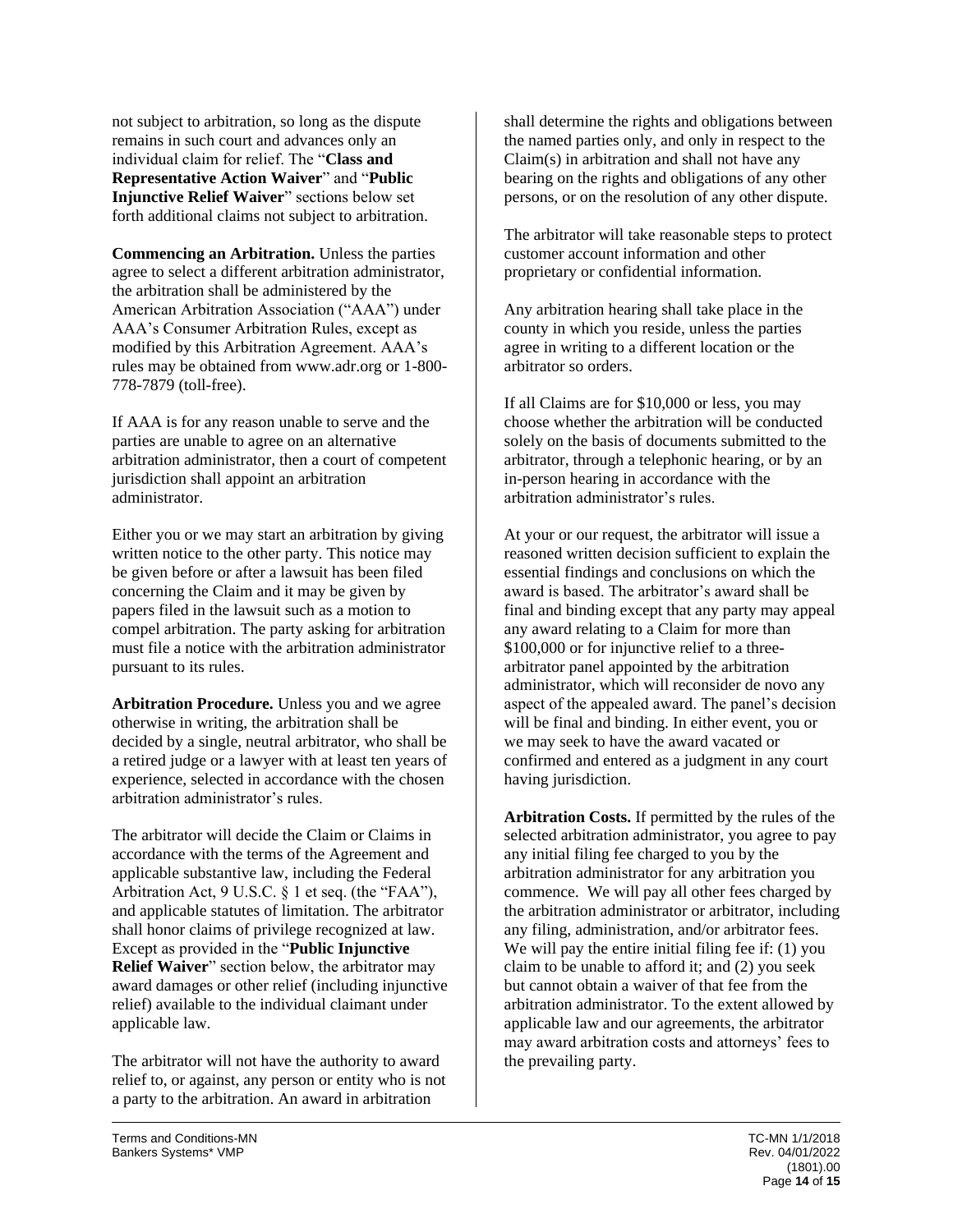not subject to arbitration, so long as the dispute remains in such court and advances only an individual claim for relief. The "**Class and Representative Action Waiver**" and "**Public Injunctive Relief Waiver**" sections below set forth additional claims not subject to arbitration.

**Commencing an Arbitration.** Unless the parties agree to select a different arbitration administrator, the arbitration shall be administered by the American Arbitration Association ("AAA") under AAA's Consumer Arbitration Rules, except as modified by this Arbitration Agreement. AAA's rules may be obtained from www.adr.org or 1-800-778-7879 (toll-free).

If AAA is for any reason unable to serve and the parties are unable to agree on an alternative arbitration administrator, then a court of competent jurisdiction shall appoint an arbitration administrator.

Either you or we may start an arbitration by giving written notice to the other party. This notice may be given before or after a lawsuit has been filed concerning the Claim and it may be given by papers filed in the lawsuit such as a motion to compel arbitration. The party asking for arbitration must file a notice with the arbitration administrator pursuant to its rules.

**Arbitration Procedure.** Unless you and we agree otherwise in writing, the arbitration shall be decided by a single, neutral arbitrator, who shall be a retired judge or a lawyer with at least ten years of experience, selected in accordance with the chosen arbitration administrator's rules.

The arbitrator will decide the Claim or Claims in accordance with the terms of the Agreement and applicable substantive law, including the Federal Arbitration Act, 9 U.S.C. § 1 et seq. (the "FAA"), and applicable statutes of limitation. The arbitrator shall honor claims of privilege recognized at law. Except as provided in the "**Public Injunctive Relief Waiver**" section below, the arbitrator may award damages or other relief (including injunctive relief) available to the individual claimant under applicable law.

The arbitrator will not have the authority to award relief to, or against, any person or entity who is not a party to the arbitration. An award in arbitration shall determine the rights and obligations between the named parties only, and only in respect to the Claim(s) in arbitration and shall not have any bearing on the rights and obligations of any other persons, or on the resolution of any other dispute.

The arbitrator will take reasonable steps to protect customer account information and other proprietary or confidential information.

Any arbitration hearing shall take place in the county in which you reside, unless the parties agree in writing to a different location or the arbitrator so orders.

If all Claims are for $10,000 or less, you may choose whether the arbitration will be conducted solely on the basis of documents submitted to the arbitrator, through a telephonic hearing, or by an in-person hearing in accordance with the arbitration administrator's rules.

At your or our request, the arbitrator will issue a reasoned written decision sufficient to explain the essential findings and conclusions on which the award is based. The arbitrator's award shall be final and binding except that any party may appeal any award relating to a Claim for more than $100,000 or for injunctive relief to a three-arbitrator panel appointed by the arbitration administrator, which will reconsider de novo any aspect of the appealed award. The panel's decision will be final and binding. In either event, you or we may seek to have the award vacated or confirmed and entered as a judgment in any court having jurisdiction.

**Arbitration Costs.** If permitted by the rules of the selected arbitration administrator, you agree to pay any initial filing fee charged to you by the arbitration administrator for any arbitration you commence. We will pay all other fees charged by the arbitration administrator or arbitrator, including any filing, administration, and/or arbitrator fees. We will pay the entire initial filing fee if: (1) you claim to be unable to afford it; and (2) you seek but cannot obtain a waiver of that fee from the arbitration administrator. To the extent allowed by applicable law and our agreements, the arbitrator may award arbitration costs and attorneys' fees to the prevailing party.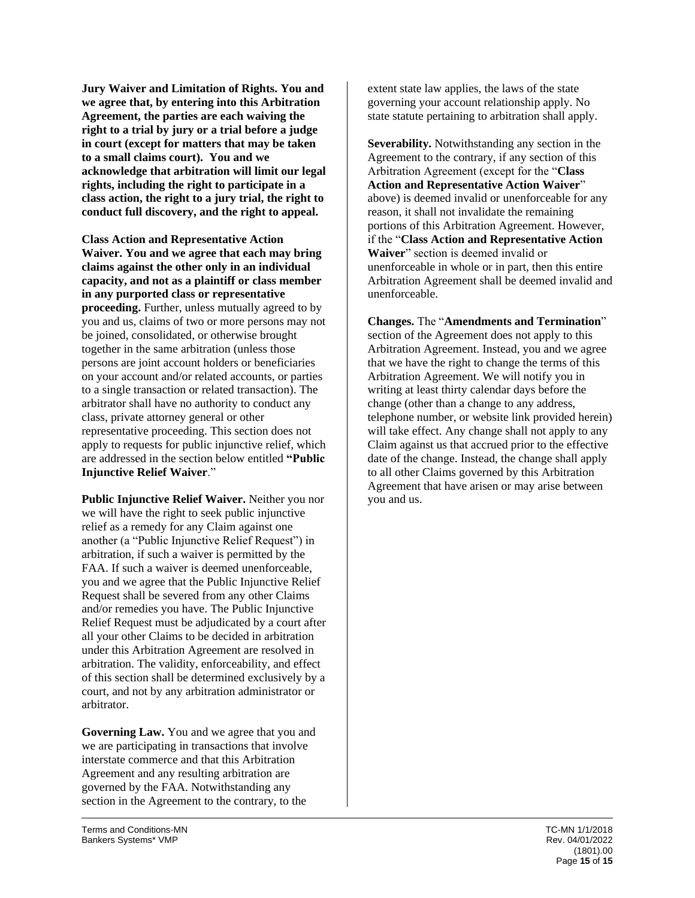**Jury Waiver and Limitation of Rights. You and we agree that, by entering into this Arbitration Agreement, the parties are each waiving the right to a trial by jury or a trial before a judge in court (except for matters that may be taken to a small claims court). You and we acknowledge that arbitration will limit our legal rights, including the right to participate in a class action, the right to a jury trial, the right to conduct full discovery, and the right to appeal.**

**Class Action and Representative Action Waiver. You and we agree that each may bring claims against the other only in an individual capacity, and not as a plaintiff or class member in any purported class or representative proceeding.** Further, unless mutually agreed to by you and us, claims of two or more persons may not be joined, consolidated, or otherwise brought together in the same arbitration (unless those persons are joint account holders or beneficiaries on your account and/or related accounts, or parties to a single transaction or related transaction). The arbitrator shall have no authority to conduct any class, private attorney general or other representative proceeding. This section does not apply to requests for public injunctive relief, which are addressed in the section below entitled **"Public Injunctive Relief Waiver**."

**Public Injunctive Relief Waiver.** Neither you nor we will have the right to seek public injunctive relief as a remedy for any Claim against one another (a "Public Injunctive Relief Request") in arbitration, if such a waiver is permitted by the FAA. If such a waiver is deemed unenforceable, you and we agree that the Public Injunctive Relief Request shall be severed from any other Claims and/or remedies you have. The Public Injunctive Relief Request must be adjudicated by a court after all your other Claims to be decided in arbitration under this Arbitration Agreement are resolved in arbitration. The validity, enforceability, and effect of this section shall be determined exclusively by a court, and not by any arbitration administrator or arbitrator.

**Governing Law.** You and we agree that you and we are participating in transactions that involve interstate commerce and that this Arbitration Agreement and any resulting arbitration are governed by the FAA. Notwithstanding any section in the Agreement to the contrary, to the extent state law applies, the laws of the state governing your account relationship apply. No state statute pertaining to arbitration shall apply.

**Severability.** Notwithstanding any section in the Agreement to the contrary, if any section of this Arbitration Agreement (except for the "**Class Action and Representative Action Waiver**" above) is deemed invalid or unenforceable for any reason, it shall not invalidate the remaining portions of this Arbitration Agreement. However, if the "**Class Action and Representative Action Waiver**" section is deemed invalid or unenforceable in whole or in part, then this entire Arbitration Agreement shall be deemed invalid and unenforceable.

**Changes.** The "**Amendments and Termination**" section of the Agreement does not apply to this Arbitration Agreement. Instead, you and we agree that we have the right to change the terms of this Arbitration Agreement. We will notify you in writing at least thirty calendar days before the change (other than a change to any address, telephone number, or website link provided herein) will take effect. Any change shall not apply to any Claim against us that accrued prior to the effective date of the change. Instead, the change shall apply to all other Claims governed by this Arbitration Agreement that have arisen or may arise between you and us.